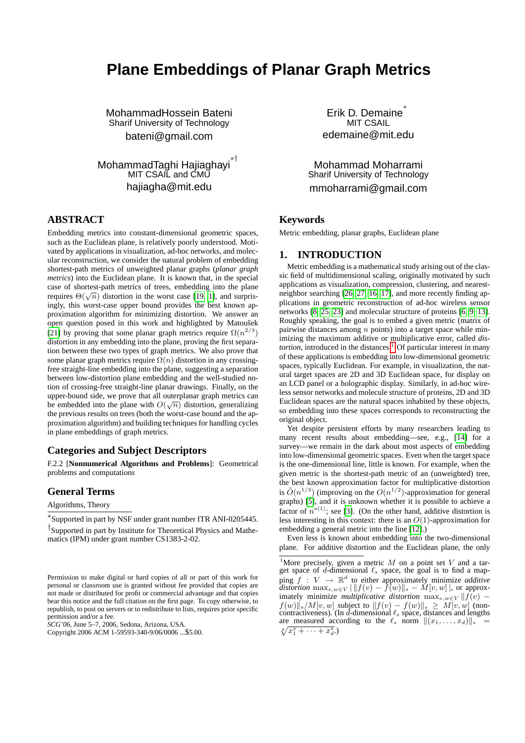# Plane Embeddings of Planar Graph Metrics

MohammadHossein Bateni
Sharif University of Technology
bateni@gmail.com

Erik D. Demaine*
MIT CSAIL
edemaine@mit.edu

MohammadTaghi Hajiaghayi*†
MIT CSAIL and CMU
hajiagha@mit.edu

Mohammad Moharrami
Sharif University of Technology
mmoharrami@gmail.com

## ABSTRACT

Embedding metrics into constant-dimensional geometric spaces, such as the Euclidean plane, is relatively poorly understood. Motivated by applications in visualization, ad-hoc networks, and molecular reconstruction, we consider the natural problem of embedding shortest-path metrics of unweighted planar graphs (*planar graph metrics*) into the Euclidean plane. It is known that, in the special case of shortest-path metrics of trees, embedding into the plane requires $\Theta(\sqrt{n})$ distortion in the worst case [19, 1], and surprisingly, this worst-case upper bound provides the best known approximation algorithm for minimizing distortion. We answer an open question posed in this work and highlighted by Matoušek [21] by proving that some planar graph metrics require $\Omega(n^{2/3})$ distortion in any embedding into the plane, proving the first separation between these two types of graph metrics. We also prove that some planar graph metrics require $\Omega(n)$ distortion in any crossing-free straight-line embedding into the plane, suggesting a separation between low-distortion plane embedding and the well-studied notion of crossing-free straight-line planar drawings. Finally, on the upper-bound side, we prove that all outerplanar graph metrics can be embedded into the plane with $O(\sqrt{n})$ distortion, generalizing the previous results on trees (both the worst-case bound and the approximation algorithm) and building techniques for handling cycles in plane embeddings of graph metrics.

### Categories and Subject Descriptors

F.2.2 [**Nonnumerical Algorithms and Problems**]: Geometrical problems and computations

### General Terms

Algorithms, Theory

*Supported in part by NSF under grant number ITR ANI-0205445.

†Supported in part by Institute for Theoretical Physics and Mathematics (IPM) under grant number CS1383-2-02.

Permission to make digital or hard copies of all or part of this work for personal or classroom use is granted without fee provided that copies are not made or distributed for profit or commercial advantage and that copies bear this notice and the full citation on the first page. To copy otherwise, to republish, to post on servers or to redistribute to lists, requires prior specific permission and/or a fee.
*SCG'06*, June 5–7, 2006, Sedona, Arizona, USA.
Copyright 2006 ACM 1-59593-340-9/06/0006 ...$5.00.

### Keywords

Metric embedding, planar graphs, Euclidean plane

## 1. INTRODUCTION

Metric embedding is a mathematical study arising out of the classic field of multidimensional scaling, originally motivated by such applications as visualization, compression, clustering, and nearest-neighbor searching [26, 27, 16, 17], and more recently finding applications in geometric reconstruction of ad-hoc wireless sensor networks [8, 25, 23] and molecular structure of proteins [6, 9, 13]. Roughly speaking, the goal is to embed a given metric (matrix of pairwise distances among $n$ points) into a target space while minimizing the maximum additive or multiplicative error, called *distortion*, introduced in the distances.[1] Of particular interest in many of these applications is embedding into low-dimensional geometric spaces, typically Euclidean. For example, in visualization, the natural target spaces are 2D and 3D Euclidean space, for display on an LCD panel or a holographic display. Similarly, in ad-hoc wireless sensor networks and molecule structure of proteins, 2D and 3D Euclidean spaces are the natural spaces inhabited by these objects, so embedding into these spaces corresponds to reconstructing the original object.

Yet despite persistent efforts by many researchers leading to many recent results about embedding—see, e.g., [14] for a survey—we remain in the dark about most aspects of embedding into low-dimensional geometric spaces. Even when the target space is the one-dimensional line, little is known. For example, when the given metric is the shortest-path metric of an (unweighted) tree, the best known approximation factor for multiplicative distortion is $\tilde{O}(n^{1/3})$ (improving on the $O(n^{1/2})$-approximation for general graphs) [5], and it is unknown whether it is possible to achieve a factor of $n^{o(1)}$; see [3]. (On the other hand, additive distortion is less interesting in this context: there is an $O(1)$-approximation for embedding a general metric into the line [12].)

Even less is known about embedding into the two-dimensional plane. For additive distortion and the Euclidean plane, the only

[1] More precisely, given a metric $M$ on a point set $V$ and a target space of $d$-dimensional $\ell_s$ space, the goal is to find a mapping $f : V \to \mathbb{R}^d$ to either approximately minimize *additive distortion* $\max_{v,w \in V} | \|f(v) - f(w)\|_s - M[v,w] |$, or approximately minimize *multiplicative distortion* $\max_{v,w \in V} \|f(v) - f(w)\|_s / M[v,w]$ subject to $\|f(v) - f(w)\|_s \geq M[v,w]$ (noncontractiveness). (In $d$-dimensional $\ell_s$ space, distances and lengths are measured according to the $\ell_s$ norm $\|(x_1, \ldots, x_d)\|_s = \sqrt[s]{x_1^s + \cdots + x_d^s}$.)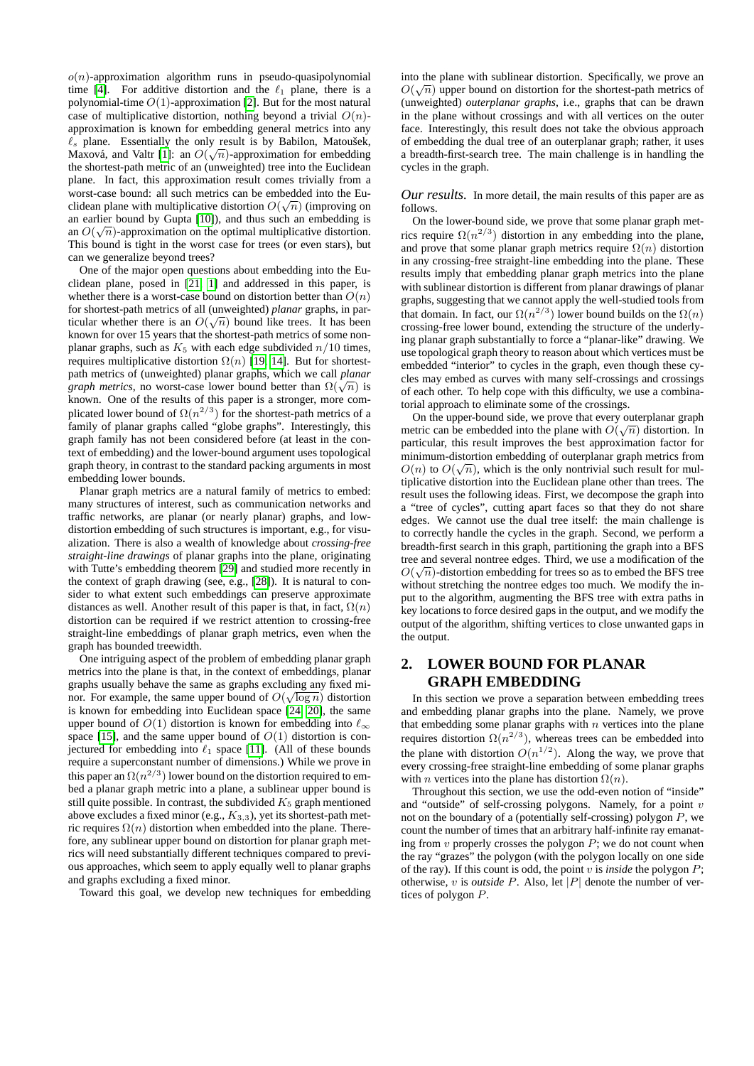$o(n)$-approximation algorithm runs in pseudo-quasipolynomial time [4]. For additive distortion and the $\ell_1$ plane, there is a polynomial-time $O(1)$-approximation [2]. But for the most natural case of multiplicative distortion, nothing beyond a trivial $O(n)$-approximation is known for embedding general metrics into any $\ell_s$ plane. Essentially the only result is by Babilon, Matoušek, Maxová, and Valtr [1]: an $O(\sqrt{n})$-approximation for embedding the shortest-path metric of an (unweighted) tree into the Euclidean plane. In fact, this approximation result comes trivially from a worst-case bound: all such metrics can be embedded into the Euclidean plane with multiplicative distortion $O(\sqrt{n})$ (improving on an earlier bound by Gupta [10]), and thus such an embedding is an $O(\sqrt{n})$-approximation on the optimal multiplicative distortion. This bound is tight in the worst case for trees (or even stars), but can we generalize beyond trees?

One of the major open questions about embedding into the Euclidean plane, posed in [21, 1] and addressed in this paper, is whether there is a worst-case bound on distortion better than $O(n)$ for shortest-path metrics of all (unweighted) *planar* graphs, in particular whether there is an $O(\sqrt{n})$ bound like trees. It has been known for over 15 years that the shortest-path metrics of some non-planar graphs, such as $K_5$ with each edge subdivided $n/10$ times, requires multiplicative distortion $\Omega(n)$ [19, 14]. But for shortest-path metrics of (unweighted) planar graphs, which we call *planar graph metrics*, no worst-case lower bound better than $\Omega(\sqrt{n})$ is known. One of the results of this paper is a stronger, more complicated lower bound of $\Omega(n^{2/3})$ for the shortest-path metrics of a family of planar graphs called "globe graphs". Interestingly, this graph family has not been considered before (at least in the context of embedding) and the lower-bound argument uses topological graph theory, in contrast to the standard packing arguments in most embedding lower bounds.

Planar graph metrics are a natural family of metrics to embed: many structures of interest, such as communication networks and traffic networks, are planar (or nearly planar) graphs, and low-distortion embedding of such structures is important, e.g., for visualization. There is also a wealth of knowledge about *crossing-free straight-line drawings* of planar graphs into the plane, originating with Tutte's embedding theorem [29] and studied more recently in the context of graph drawing (see, e.g., [28]). It is natural to consider to what extent such embeddings can preserve approximate distances as well. Another result of this paper is that, in fact, $\Omega(n)$ distortion can be required if we restrict attention to crossing-free straight-line embeddings of planar graph metrics, even when the graph has bounded treewidth.

One intriguing aspect of the problem of embedding planar graph metrics into the plane is that, in the context of embeddings, planar graphs usually behave the same as graphs excluding any fixed minor. For example, the same upper bound of $O(\sqrt{\log n})$ distortion is known for embedding into Euclidean space [24, 20], the same upper bound of $O(1)$ distortion is known for embedding into $\ell_\infty$ space [15], and the same upper bound of $O(1)$ distortion is conjectured for embedding into $\ell_1$ space [11]. (All of these bounds require a superconstant number of dimensions.) While we prove in this paper an $\Omega(n^{2/3})$ lower bound on the distortion required to embed a planar graph metric into a plane, a sublinear upper bound is still quite possible. In contrast, the subdivided $K_5$ graph mentioned above excludes a fixed minor (e.g., $K_{3,3}$), yet its shortest-path metric requires $\Omega(n)$ distortion when embedded into the plane. Therefore, any sublinear upper bound on distortion for planar graph metrics will need substantially different techniques compared to previous approaches, which seem to apply equally well to planar graphs and graphs excluding a fixed minor.

Toward this goal, we develop new techniques for embedding into the plane with sublinear distortion. Specifically, we prove an $O(\sqrt{n})$ upper bound on distortion for the shortest-path metrics of (unweighted) *outerplanar graphs*, i.e., graphs that can be drawn in the plane without crossings and with all vertices on the outer face. Interestingly, this result does not take the obvious approach of embedding the dual tree of an outerplanar graph; rather, it uses a breadth-first-search tree. The main challenge is in handling the cycles in the graph.

*Our results.* In more detail, the main results of this paper are as follows.

On the lower-bound side, we prove that some planar graph metrics require $\Omega(n^{2/3})$ distortion in any embedding into the plane, and prove that some planar graph metrics require $\Omega(n)$ distortion in any crossing-free straight-line embedding into the plane. These results imply that embedding planar graph metrics into the plane with sublinear distortion is different from planar drawings of planar graphs, suggesting that we cannot apply the well-studied tools from that domain. In fact, our $\Omega(n^{2/3})$ lower bound builds on the $\Omega(n)$ crossing-free lower bound, extending the structure of the underlying planar graph substantially to force a "planar-like" drawing. We use topological graph theory to reason about which vertices must be embedded "interior" to cycles in the graph, even though these cycles may embed as curves with many self-crossings and crossings of each other. To help cope with this difficulty, we use a combinatorial approach to eliminate some of the crossings.

On the upper-bound side, we prove that every outerplanar graph metric can be embedded into the plane with $O(\sqrt{n})$ distortion. In particular, this result improves the best approximation factor for minimum-distortion embedding of outerplanar graph metrics from $O(n)$ to $O(\sqrt{n})$, which is the only nontrivial such result for multiplicative distortion into the Euclidean plane other than trees. The result uses the following ideas. First, we decompose the graph into a "tree of cycles", cutting apart faces so that they do not share edges. We cannot use the dual tree itself: the main challenge is to correctly handle the cycles in the graph. Second, we perform a breadth-first search in this graph, partitioning the graph into a BFS tree and several nontree edges. Third, we use a modification of the $O(\sqrt{n})$-distortion embedding for trees so as to embed the BFS tree without stretching the nontree edges too much. We modify the input to the algorithm, augmenting the BFS tree with extra paths in key locations to force desired gaps in the output, and we modify the output of the algorithm, shifting vertices to close unwanted gaps in the output.

## 2. LOWER BOUND FOR PLANAR GRAPH EMBEDDING

In this section we prove a separation between embedding trees and embedding planar graphs into the plane. Namely, we prove that embedding some planar graphs with $n$ vertices into the plane requires distortion $\Omega(n^{2/3})$, whereas trees can be embedded into the plane with distortion $O(n^{1/2})$. Along the way, we prove that every crossing-free straight-line embedding of some planar graphs with $n$ vertices into the plane has distortion $\Omega(n)$.

Throughout this section, we use the odd-even notion of "inside" and "outside" of self-crossing polygons. Namely, for a point $v$ not on the boundary of a (potentially self-crossing) polygon $P$, we count the number of times that an arbitrary half-infinite ray emanating from $v$ properly crosses the polygon $P$; we do not count when the ray "grazes" the polygon (with the polygon locally on one side of the ray). If this count is odd, the point $v$ is *inside* the polygon $P$; otherwise, $v$ is *outside* $P$. Also, let $|P|$ denote the number of vertices of polygon $P$.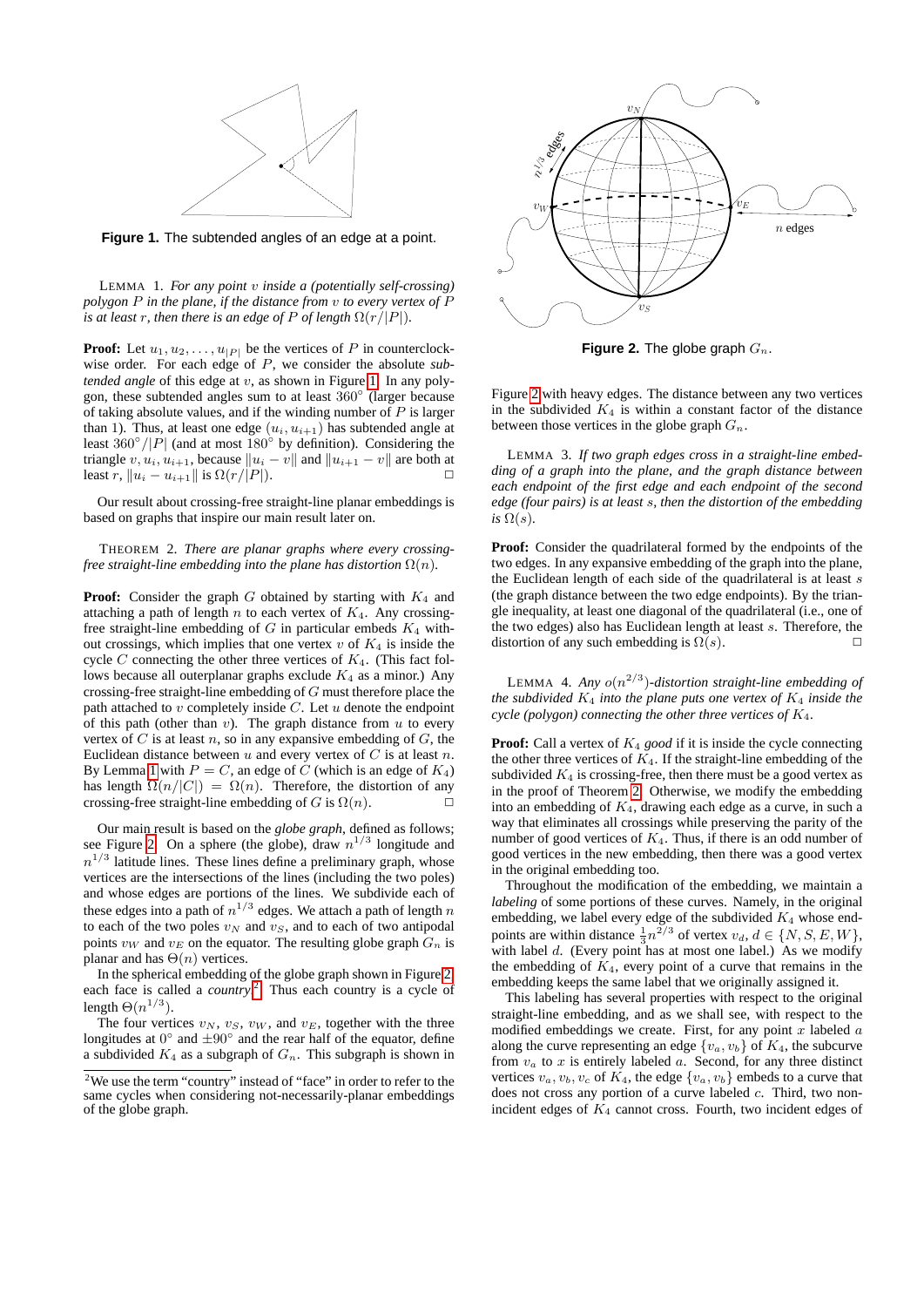**Figure 1.** The subtended angles of an edge at a point.

LEMMA 1. *For any point $v$ inside a (potentially self-crossing) polygon $P$ in the plane, if the distance from $v$ to every vertex of $P$ is at least $r$, then there is an edge of $P$ of length $\Omega(r/|P|)$.*

**Proof:** Let $u_1, u_2, \ldots, u_{|P|}$ be the vertices of $P$ in counterclockwise order. For each edge of $P$, we consider the absolute *subtended angle* of this edge at $v$, as shown in Figure 1. In any polygon, these subtended angles sum to at least $360^\circ$ (larger because of taking absolute values, and if the winding number of $P$ is larger than 1). Thus, at least one edge $(u_i, u_{i+1})$ has subtended angle at least $360^\circ/|P|$ (and at most $180^\circ$ by definition). Considering the triangle $v, u_i, u_{i+1}$, because $\|u_i - v\|$ and $\|u_{i+1} - v\|$ are both at least $r$, $\|u_i - u_{i+1}\|$ is $\Omega(r/|P|)$. □

Our result about crossing-free straight-line planar embeddings is based on graphs that inspire our main result later on.

THEOREM 2. *There are planar graphs where every crossing-free straight-line embedding into the plane has distortion $\Omega(n)$.*

**Proof:** Consider the graph $G$ obtained by starting with $K_4$ and attaching a path of length $n$ to each vertex of $K_4$. Any crossing-free straight-line embedding of $G$ in particular embeds $K_4$ without crossings, which implies that one vertex $v$ of $K_4$ is inside the cycle $C$ connecting the other three vertices of $K_4$. (This fact follows because all outerplanar graphs exclude $K_4$ as a minor.) Any crossing-free straight-line embedding of $G$ must therefore place the path attached to $v$ completely inside $C$. Let $u$ denote the endpoint of this path (other than $v$). The graph distance from $u$ to every vertex of $C$ is at least $n$, so in any expansive embedding of $G$, the Euclidean distance between $u$ and every vertex of $C$ is at least $n$. By Lemma 1 with $P = C$, an edge of $C$ (which is an edge of $K_4$) has length $\Omega(n/|C|) = \Omega(n)$. Therefore, the distortion of any crossing-free straight-line embedding of $G$ is $\Omega(n)$. □

Our main result is based on the *globe graph*, defined as follows; see Figure 2. On a sphere (the globe), draw $n^{1/3}$ longitude and $n^{1/3}$ latitude lines. These lines define a preliminary graph, whose vertices are the intersections of the lines (including the two poles) and whose edges are portions of the lines. We subdivide each of these edges into a path of $n^{1/3}$ edges. We attach a path of length $n$ to each of the two poles $v_N$ and $v_S$, and to each of two antipodal points $v_W$ and $v_E$ on the equator. The resulting globe graph $G_n$ is planar and has $\Theta(n)$ vertices.

In the spherical embedding of the globe graph shown in Figure 2, each face is called a *country*.[2] Thus each country is a cycle of length $\Theta(n^{1/3})$.

The four vertices $v_N$, $v_S$, $v_W$, and $v_E$, together with the three longitudes at $0^\circ$ and $\pm 90^\circ$ and the rear half of the equator, define a subdivided $K_4$ as a subgraph of $G_n$. This subgraph is shown in Figure 2 with heavy edges. The distance between any two vertices in the subdivided $K_4$ is within a constant factor of the distance between those vertices in the globe graph $G_n$.

[2] We use the term "country" instead of "face" in order to refer to the same cycles when considering not-necessarily-planar embeddings of the globe graph.

**Figure 2.** The globe graph $G_n$.

LEMMA 3. *If two graph edges cross in a straight-line embedding of a graph into the plane, and the graph distance between each endpoint of the first edge and each endpoint of the second edge (four pairs) is at least $s$, then the distortion of the embedding is $\Omega(s)$.*

**Proof:** Consider the quadrilateral formed by the endpoints of the two edges. In any expansive embedding of the graph into the plane, the Euclidean length of each side of the quadrilateral is at least $s$ (the graph distance between the two edge endpoints). By the triangle inequality, at least one diagonal of the quadrilateral (i.e., one of the two edges) also has Euclidean length at least $s$. Therefore, the distortion of any such embedding is $\Omega(s)$. □

LEMMA 4. *Any $o(n^{2/3})$-distortion straight-line embedding of the subdivided $K_4$ into the plane puts one vertex of $K_4$ inside the cycle (polygon) connecting the other three vertices of $K_4$.*

**Proof:** Call a vertex of $K_4$ *good* if it is inside the cycle connecting the other three vertices of $K_4$. If the straight-line embedding of the subdivided $K_4$ is crossing-free, then there must be a good vertex as in the proof of Theorem 2. Otherwise, we modify the embedding into an embedding of $K_4$, drawing each edge as a curve, in such a way that eliminates all crossings while preserving the parity of the number of good vertices of $K_4$. Thus, if there is an odd number of good vertices in the new embedding, then there was a good vertex in the original embedding too.

Throughout the modification of the embedding, we maintain a *labeling* of some portions of these curves. Namely, in the original embedding, we label every edge of the subdivided $K_4$ whose endpoints are within distance $\frac{1}{3}n^{2/3}$ of vertex $v_d$, $d \in \{N, S, E, W\}$, with label $d$. (Every point has at most one label.) As we modify the embedding of $K_4$, every point of a curve that remains in the embedding keeps the same label that we originally assigned it.

This labeling has several properties with respect to the original straight-line embedding, and as we shall see, with respect to the modified embeddings we create. First, for any point $x$ labeled $a$ along the curve representing an edge $\{v_a, v_b\}$ of $K_4$, the subcurve from $v_a$ to $x$ is entirely labeled $a$. Second, for any three distinct vertices $v_a, v_b, v_c$ of $K_4$, the edge $\{v_a, v_b\}$ embeds to a curve that does not cross any portion of a curve labeled $c$. Third, two non-incident edges of $K_4$ cannot cross. Fourth, two incident edges of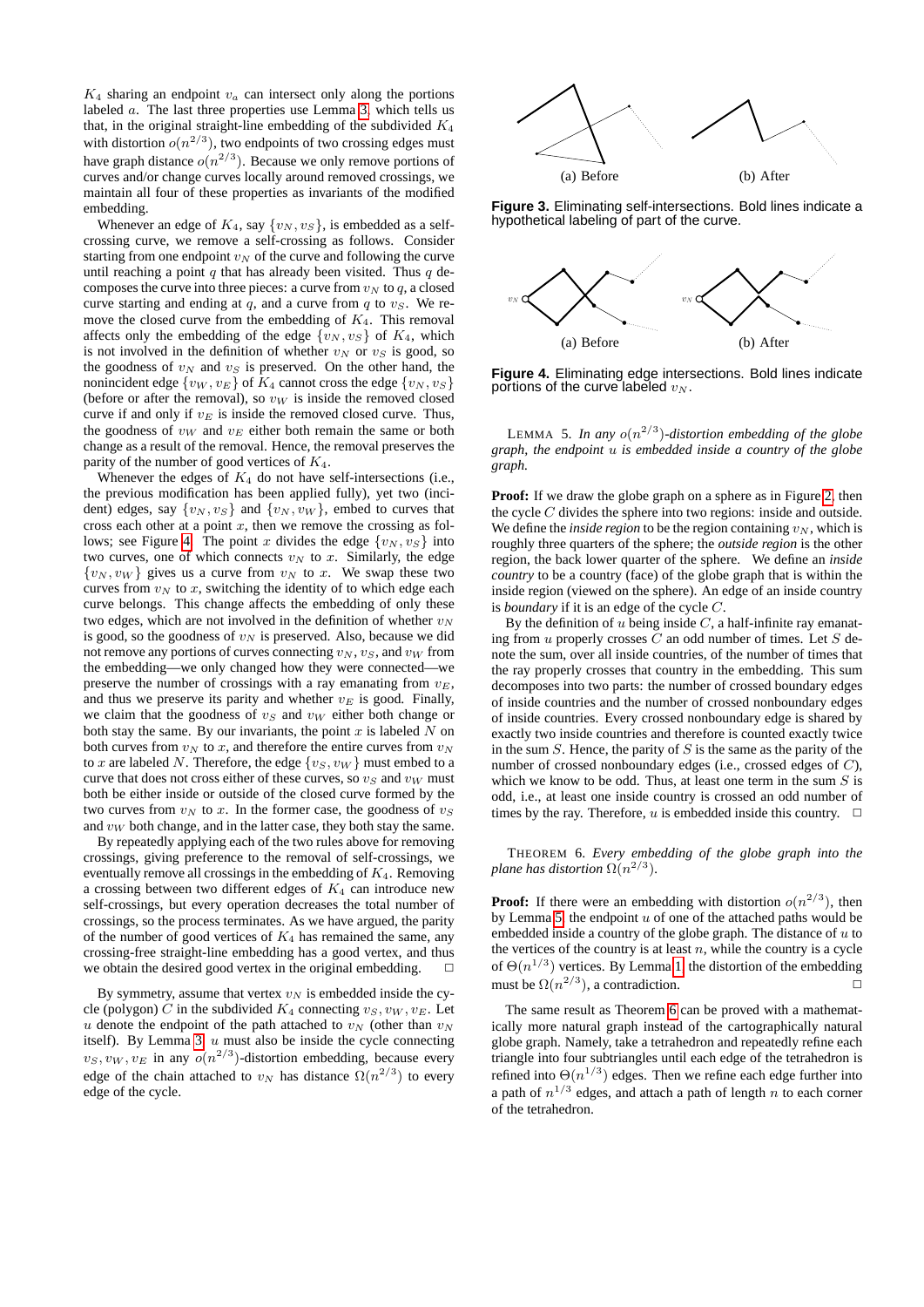$K_4$ sharing an endpoint $v_a$ can intersect only along the portions labeled $a$. The last three properties use Lemma 3, which tells us that, in the original straight-line embedding of the subdivided $K_4$ with distortion $o(n^{2/3})$, two endpoints of two crossing edges must have graph distance $o(n^{2/3})$. Because we only remove portions of curves and/or change curves locally around removed crossings, we maintain all four of these properties as invariants of the modified embedding.

Whenever an edge of $K_4$, say $\{v_N, v_S\}$, is embedded as a self-crossing curve, we remove a self-crossing as follows. Consider starting from one endpoint $v_N$ of the curve and following the curve until reaching a point $q$ that has already been visited. Thus $q$ decomposes the curve into three pieces: a curve from $v_N$ to $q$, a closed curve starting and ending at $q$, and a curve from $q$ to $v_S$. We remove the closed curve from the embedding of $K_4$. This removal affects only the embedding of the edge $\{v_N, v_S\}$ of $K_4$, which is not involved in the definition of whether $v_N$ or $v_S$ is good, so the goodness of $v_N$ and $v_S$ is preserved. On the other hand, the nonincident edge $\{v_W, v_E\}$ of $K_4$ cannot cross the edge $\{v_N, v_S\}$ (before or after the removal), so $v_W$ is inside the removed closed curve if and only if $v_E$ is inside the removed closed curve. Thus, the goodness of $v_W$ and $v_E$ either both remain the same or both change as a result of the removal. Hence, the removal preserves the parity of the number of good vertices of $K_4$.

Whenever the edges of $K_4$ do not have self-intersections (i.e., the previous modification has been applied fully), yet two (incident) edges, say $\{v_N, v_S\}$ and $\{v_N, v_W\}$, embed to curves that cross each other at a point $x$, then we remove the crossing as follows; see Figure 4. The point $x$ divides the edge $\{v_N, v_S\}$ into two curves, one of which connects $v_N$ to $x$. Similarly, the edge $\{v_N, v_W\}$ gives us a curve from $v_N$ to $x$. We swap these two curves from $v_N$ to $x$, switching the identity of to which edge each curve belongs. This change affects the embedding of only these two edges, which are not involved in the definition of whether $v_N$ is good, so the goodness of $v_N$ is preserved. Also, because we did not remove any portions of curves connecting $v_N, v_S$, and $v_W$ from the embedding—we only changed how they were connected—we preserve the number of crossings with a ray emanating from $v_E$, and thus we preserve its parity and whether $v_E$ is good. Finally, we claim that the goodness of $v_S$ and $v_W$ either both change or both stay the same. By our invariants, the point $x$ is labeled $N$ on both curves from $v_N$ to $x$, and therefore the entire curves from $v_N$ to $x$ are labeled $N$. Therefore, the edge $\{v_S, v_W\}$ must embed to a curve that does not cross either of these curves, so $v_S$ and $v_W$ must both be either inside or outside of the closed curve formed by the two curves from $v_N$ to $x$. In the former case, the goodness of $v_S$ and $v_W$ both change, and in the latter case, they both stay the same.

By repeatedly applying each of the two rules above for removing crossings, giving preference to the removal of self-crossings, we eventually remove all crossings in the embedding of $K_4$. Removing a crossing between two different edges of $K_4$ can introduce new self-crossings, but every operation decreases the total number of crossings, so the process terminates. As we have argued, the parity of the number of good vertices of $K_4$ has remained the same, any crossing-free straight-line embedding has a good vertex, and thus we obtain the desired good vertex in the original embedding. □

By symmetry, assume that vertex $v_N$ is embedded inside the cycle (polygon) $C$ in the subdivided $K_4$ connecting $v_S, v_W, v_E$. Let $u$ denote the endpoint of the path attached to $v_N$ (other than $v_N$ itself). By Lemma 3, $u$ must also be inside the cycle connecting $v_S, v_W, v_E$ in any $o(n^{2/3})$-distortion embedding, because every edge of the chain attached to $v_N$ has distance $\Omega(n^{2/3})$ to every edge of the cycle.

(a) Before (b) After

**Figure 3.** Eliminating self-intersections. Bold lines indicate a hypothetical labeling of part of the curve.

(a) Before (b) After

**Figure 4.** Eliminating edge intersections. Bold lines indicate portions of the curve labeled $v_N$.

LEMMA 5. *In any $o(n^{2/3})$-distortion embedding of the globe graph, the endpoint $u$ is embedded inside a country of the globe graph.*

**Proof:** If we draw the globe graph on a sphere as in Figure 2, then the cycle $C$ divides the sphere into two regions: inside and outside. We define the *inside region* to be the region containing $v_N$, which is roughly three quarters of the sphere; the *outside region* is the other region, the back lower quarter of the sphere. We define an *inside country* to be a country (face) of the globe graph that is within the inside region (viewed on the sphere). An edge of an inside country is *boundary* if it is an edge of the cycle $C$.

By the definition of $u$ being inside $C$, a half-infinite ray emanating from $u$ properly crosses $C$ an odd number of times. Let $S$ denote the sum, over all inside countries, of the number of times that the ray properly crosses that country in the embedding. This sum decomposes into two parts: the number of crossed boundary edges of inside countries and the number of crossed nonboundary edges of inside countries. Every crossed nonboundary edge is shared by exactly two inside countries and therefore is counted exactly twice in the sum $S$. Hence, the parity of $S$ is the same as the parity of the number of crossed nonboundary edges (i.e., crossed edges of $C$), which we know to be odd. Thus, at least one term in the sum $S$ is odd, i.e., at least one inside country is crossed an odd number of times by the ray. Therefore, $u$ is embedded inside this country. □

THEOREM 6. *Every embedding of the globe graph into the plane has distortion $\Omega(n^{2/3})$.*

**Proof:** If there were an embedding with distortion $o(n^{2/3})$, then by Lemma 5, the endpoint $u$ of one of the attached paths would be embedded inside a country of the globe graph. The distance of $u$ to the vertices of the country is at least $n$, while the country is a cycle of $\Theta(n^{1/3})$ vertices. By Lemma 1, the distortion of the embedding must be $\Omega(n^{2/3})$, a contradiction. □

The same result as Theorem 6 can be proved with a mathematically more natural graph instead of the cartographically natural globe graph. Namely, take a tetrahedron and repeatedly refine each triangle into four subtriangles until each edge of the tetrahedron is refined into $\Theta(n^{1/3})$ edges. Then we refine each edge further into a path of $n^{1/3}$ edges, and attach a path of length $n$ to each corner of the tetrahedron.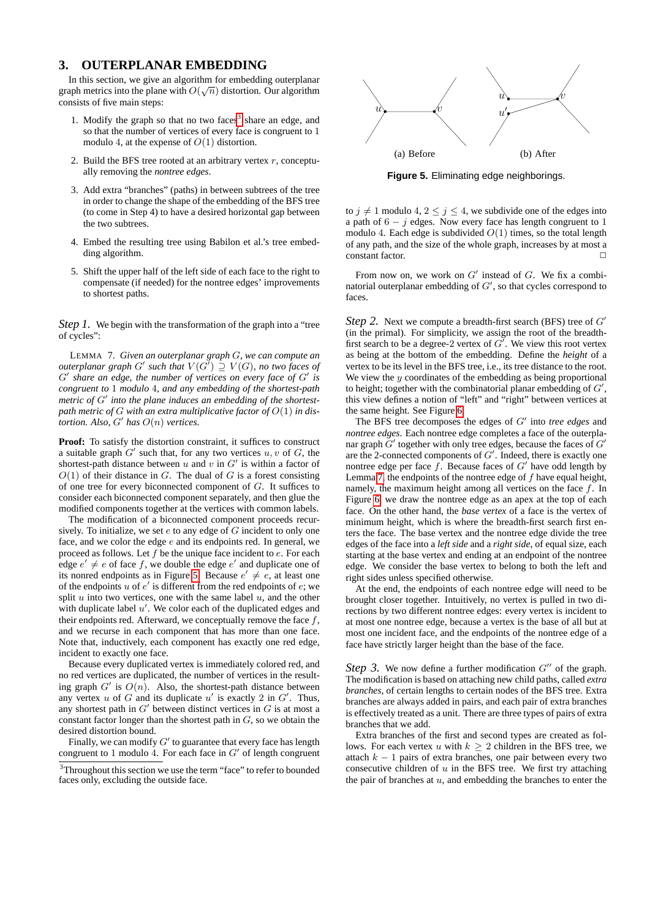## 3. OUTERPLANAR EMBEDDING

In this section, we give an algorithm for embedding outerplanar graph metrics into the plane with $O(\sqrt{n})$ distortion. Our algorithm consists of five main steps:

1. Modify the graph so that no two faces[3] share an edge, and so that the number of vertices of every face is congruent to 1 modulo 4, at the expense of $O(1)$ distortion.
2. Build the BFS tree rooted at an arbitrary vertex $r$, conceptually removing the *nontree edges*.
3. Add extra "branches" (paths) in between subtrees of the tree in order to change the shape of the embedding of the BFS tree (to come in Step 4) to have a desired horizontal gap between the two subtrees.
4. Embed the resulting tree using Babilon et al.'s tree embedding algorithm.
5. Shift the upper half of the left side of each face to the right to compensate (if needed) for the nontree edges' improvements to shortest paths.

*Step 1.* We begin with the transformation of the graph into a "tree of cycles":

LEMMA 7. *Given an outerplanar graph $G$, we can compute an outerplanar graph $G'$ such that $V(G') \supseteq V(G)$, no two faces of $G'$ share an edge, the number of vertices on every face of $G'$ is congruent to 1 modulo 4, and any embedding of the shortest-path metric of $G'$ into the plane induces an embedding of the shortest-path metric of $G$ with an extra multiplicative factor of $O(1)$ in distortion. Also, $G'$ has $O(n)$ vertices.*

**Proof:** To satisfy the distortion constraint, it suffices to construct a suitable graph $G'$ such that, for any two vertices $u, v$ of $G$, the shortest-path distance between $u$ and $v$ in $G'$ is within a factor of $O(1)$ of their distance in $G$. The dual of $G$ is a forest consisting of one tree for every biconnected component of $G$. It suffices to consider each biconnected component separately, and then glue the modified components together at the vertices with common labels.

The modification of a biconnected component proceeds recursively. To initialize, we set $e$ to any edge of $G$ incident to only one face, and we color the edge $e$ and its endpoints red. In general, we proceed as follows. Let $f$ be the unique face incident to $e$. For each edge $e' \neq e$ of face $f$, we double the edge $e'$ and duplicate one of its nonred endpoints as in Figure 5. Because $e' \neq e$, at least one of the endpoints $u$ of $e'$ is different from the red endpoints of $e$; we split $u$ into two vertices, one with the same label $u$, and the other with duplicate label $u'$. We color each of the duplicated edges and their endpoints red. Afterward, we conceptually remove the face $f$, and we recurse in each component that has more than one face. Note that, inductively, each component has exactly one red edge, incident to exactly one face.

Because every duplicated vertex is immediately colored red, and no red vertices are duplicated, the number of vertices in the resulting graph $G'$ is $O(n)$. Also, the shortest-path distance between any vertex $u$ of $G$ and its duplicate $u'$ is exactly 2 in $G'$. Thus, any shortest path in $G'$ between distinct vertices in $G$ is at most a constant factor longer than the shortest path in $G$, so we obtain the desired distortion bound.

Finally, we can modify $G'$ to guarantee that every face has length congruent to 1 modulo 4. For each face in $G'$ of length congruent to $j \neq 1$ modulo 4, $2 \leq j \leq 4$, we subdivide one of the edges into a path of $6 - j$ edges. Now every face has length congruent to 1 modulo 4. Each edge is subdivided $O(1)$ times, so the total length of any path, and the size of the whole graph, increases by at most a constant factor. □

[3] Throughout this section we use the term "face" to refer to bounded faces only, excluding the outside face.

u v u v u'

(a) Before (b) After

**Figure 5.** Eliminating edge neighborings.

From now on, we work on $G'$ instead of $G$. We fix a combinatorial outerplanar embedding of $G'$, so that cycles correspond to faces.

*Step 2.* Next we compute a breadth-first search (BFS) tree of $G'$ (in the primal). For simplicity, we assign the root of the breadth-first search to be a degree-2 vertex of $G'$. We view this root vertex as being at the bottom of the embedding. Define the *height* of a vertex to be its level in the BFS tree, i.e., its tree distance to the root. We view the $y$ coordinates of the embedding as being proportional to height; together with the combinatorial planar embedding of $G'$, this view defines a notion of "left" and "right" between vertices at the same height. See Figure 6.

The BFS tree decomposes the edges of $G'$ into *tree edges* and *nontree edges*. Each nontree edge completes a face of the outerplanar graph $G'$ together with only tree edges, because the faces of $G'$ are the 2-connected components of $G'$. Indeed, there is exactly one nontree edge per face $f$. Because faces of $G'$ have odd length by Lemma 7, the endpoints of the nontree edge of $f$ have equal height, namely, the maximum height among all vertices on the face $f$. In Figure 6, we draw the nontree edge as an apex at the top of each face. On the other hand, the *base vertex* of a face is the vertex of minimum height, which is where the breadth-first search first enters the face. The base vertex and the nontree edge divide the tree edges of the face into a *left side* and a *right side*, of equal size, each starting at the base vertex and ending at an endpoint of the nontree edge. We consider the base vertex to belong to both the left and right sides unless specified otherwise.

At the end, the endpoints of each nontree edge will need to be brought closer together. Intuitively, no vertex is pulled in two directions by two different nontree edges: every vertex is incident to at most one nontree edge, because a vertex is the base of all but at most one incident face, and the endpoints of the nontree edge of a face have strictly larger height than the base of the face.

*Step 3.* We now define a further modification $G''$ of the graph. The modification is based on attaching new child paths, called *extra branches*, of certain lengths to certain nodes of the BFS tree. Extra branches are always added in pairs, and each pair of extra branches is effectively treated as a unit. There are three types of pairs of extra branches that we add.

Extra branches of the first and second types are created as follows. For each vertex $u$ with $k \geq 2$ children in the BFS tree, we attach $k - 1$ pairs of extra branches, one pair between every two consecutive children of $u$ in the BFS tree. We first try attaching the pair of branches at $u$, and embedding the branches to enter the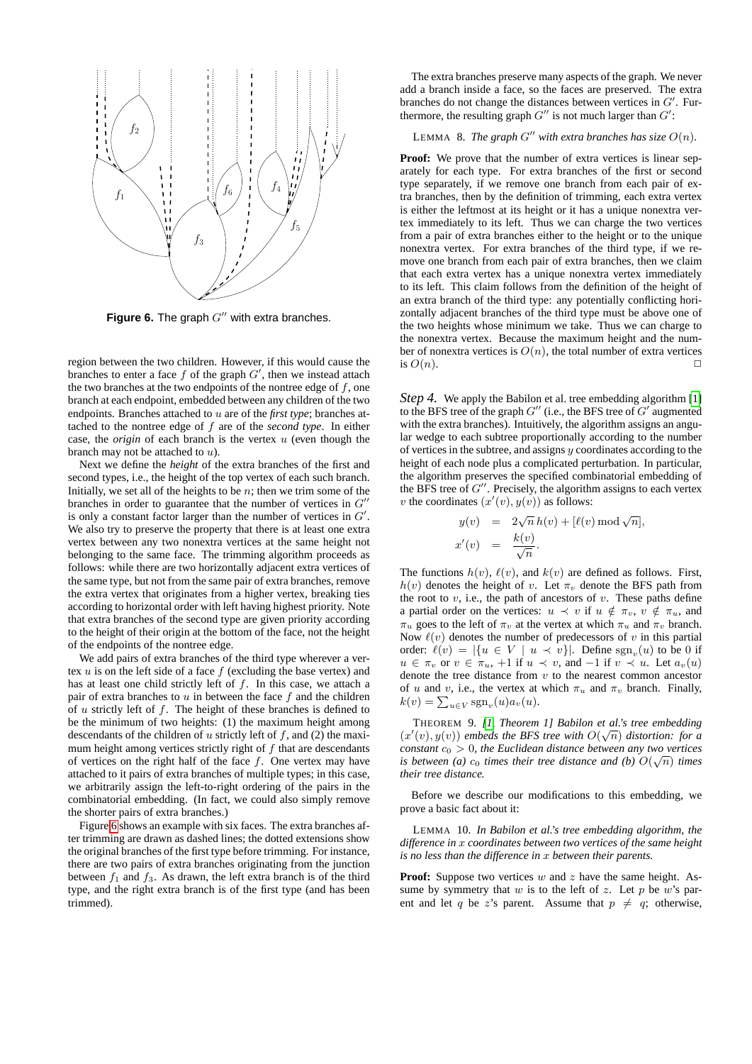$f_2$

$f_1$

$f_6$

$f_4$

$f_5$

$f_3$

**Figure 6.** The graph $G''$ with extra branches.

region between the two children. However, if this would cause the branches to enter a face $f$ of the graph $G'$, then we instead attach the two branches at the two endpoints of the nontree edge of $f$, one branch at each endpoint, embedded between any children of the two endpoints. Branches attached to $u$ are of the *first type*; branches attached to the nontree edge of $f$ are of the *second type*. In either case, the *origin* of each branch is the vertex $u$ (even though the branch may not be attached to $u$).

Next we define the *height* of the extra branches of the first and second types, i.e., the height of the top vertex of each such branch. Initially, we set all of the heights to be $n$; then we trim some of the branches in order to guarantee that the number of vertices in $G''$ is only a constant factor larger than the number of vertices in $G'$. We also try to preserve the property that there is at least one extra vertex between any two nonextra vertices at the same height not belonging to the same face. The trimming algorithm proceeds as follows: while there are two horizontally adjacent extra vertices of the same type, but not from the same pair of extra branches, remove the extra vertex that originates from a higher vertex, breaking ties according to horizontal order with left having highest priority. Note that extra branches of the second type are given priority according to the height of their origin at the bottom of the face, not the height of the endpoints of the nontree edge.

We add pairs of extra branches of the third type wherever a vertex $u$ is on the left side of a face $f$ (excluding the base vertex) and has at least one child strictly left of $f$. In this case, we attach a pair of extra branches to $u$ in between the face $f$ and the children of $u$ strictly left of $f$. The height of these branches is defined to be the minimum of two heights: (1) the maximum height among descendants of the children of $u$ strictly left of $f$, and (2) the maximum height among vertices strictly right of $f$ that are descendants of vertices on the right half of the face $f$. One vertex may have attached to it pairs of extra branches of multiple types; in this case, we arbitrarily assign the left-to-right ordering of the pairs in the combinatorial embedding. (In fact, we could also simply remove the shorter pairs of extra branches.)

Figure 6 shows an example with six faces. The extra branches after trimming are drawn as dashed lines; the dotted extensions show the original branches of the first type before trimming. For instance, there are two pairs of extra branches originating from the junction between $f_1$ and $f_3$. As drawn, the left extra branch is of the third type, and the right extra branch is of the first type (and has been trimmed).

The extra branches preserve many aspects of the graph. We never add a branch inside a face, so the faces are preserved. The extra branches do not change the distances between vertices in $G'$. Furthermore, the resulting graph $G''$ is not much larger than $G'$:

LEMMA 8. *The graph $G''$ with extra branches has size $O(n)$.*

**Proof:** We prove that the number of extra vertices is linear separately for each type. For extra branches of the first or second type separately, if we remove one branch from each pair of extra branches, then by the definition of trimming, each extra vertex is either the leftmost at its height or it has a unique nonextra vertex immediately to its left. Thus we can charge the two vertices from a pair of extra branches either to the height or to the unique nonextra vertex. For extra branches of the third type, if we remove one branch from each pair of extra branches, then we claim that each extra vertex has a unique nonextra vertex immediately to its left. This claim follows from the definition of the height of an extra branch of the third type: any potentially conflicting horizontally adjacent branches of the third type must be above one of the two heights whose minimum we take. Thus we can charge to the nonextra vertex. Because the maximum height and the number of nonextra vertices is $O(n)$, the total number of extra vertices is $O(n)$. □

*Step 4.* We apply the Babilon et al. tree embedding algorithm [1] to the BFS tree of the graph $G''$ (i.e., the BFS tree of $G'$ augmented with the extra branches). Intuitively, the algorithm assigns an angular wedge to each subtree proportionally according to the number of vertices in the subtree, and assigns $y$ coordinates according to the height of each node plus a complicated perturbation. In particular, the algorithm preserves the specified combinatorial embedding of the BFS tree of $G''$. Precisely, the algorithm assigns to each vertex $v$ the coordinates $(x'(v), y(v))$ as follows:

$$
\begin{aligned}
y(v) &= 2\sqrt{n}\, h(v) + [\ell(v) \bmod \sqrt{n}],\\
x'(v) &= \frac{k(v)}{\sqrt{n}}.
\end{aligned}
$$

The functions $h(v)$, $\ell(v)$, and $k(v)$ are defined as follows. First, $h(v)$ denotes the height of $v$. Let $\pi_v$ denote the BFS path from the root to $v$, i.e., the path of ancestors of $v$. These paths define a partial order on the vertices: $u \prec v$ if $u \notin \pi_v$, $v \notin \pi_u$, and $\pi_u$ goes to the left of $\pi_v$ at the vertex at which $\pi_u$ and $\pi_v$ branch. Now $\ell(v)$ denotes the number of predecessors of $v$ in this partial order: $\ell(v) = |\{u \in V \mid u \prec v\}|$. Define $\operatorname{sgn}_v(u)$ to be 0 if $u \in \pi_v$ or $v \in \pi_u$, $+1$ if $u \prec v$, and $-1$ if $v \prec u$. Let $a_v(u)$ denote the tree distance from $v$ to the nearest common ancestor of $u$ and $v$, i.e., the vertex at which $\pi_u$ and $\pi_v$ branch. Finally, $k(v) = \sum_{u \in V} \operatorname{sgn}_v(u) a_v(u)$.

THEOREM 9. *[1, Theorem 1] Babilon et al.'s tree embedding $(x'(v), y(v))$ embeds the BFS tree with $O(\sqrt{n})$ distortion: for a constant $c_0 > 0$, the Euclidean distance between any two vertices is between (a) $c_0$ times their tree distance and (b) $O(\sqrt{n})$ times their tree distance.*

Before we describe our modifications to this embedding, we prove a basic fact about it:

LEMMA 10. *In Babilon et al.'s tree embedding algorithm, the difference in $x$ coordinates between two vertices of the same height is no less than the difference in $x$ between their parents.*

**Proof:** Suppose two vertices $w$ and $z$ have the same height. Assume by symmetry that $w$ is to the left of $z$. Let $p$ be $w$'s parent and let $q$ be $z$'s parent. Assume that $p \neq q$; otherwise,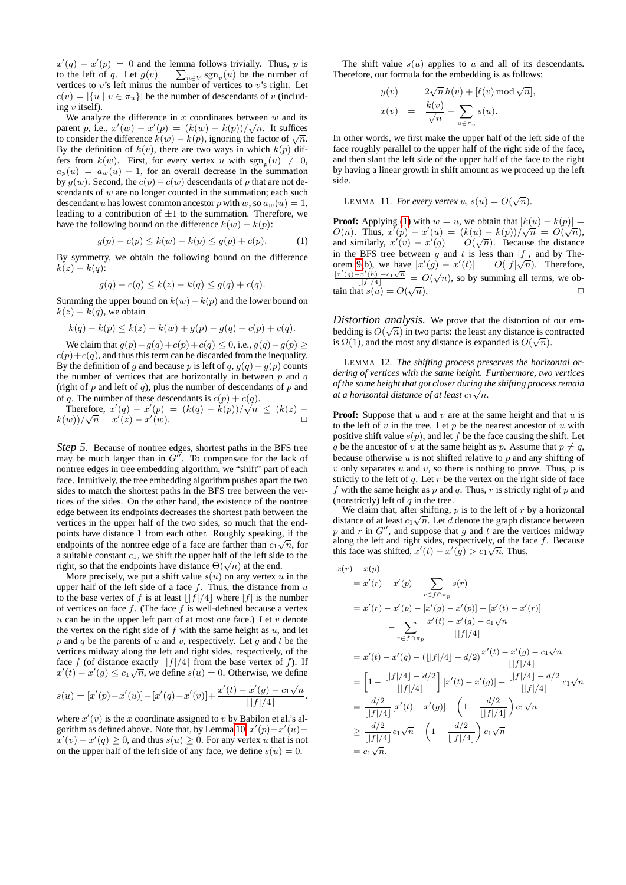$x'(q) - x'(p) = 0$ and the lemma follows trivially. Thus, $p$ is to the left of $q$. Let $g(v) = \sum_{u \in V} \operatorname{sgn}_v(u)$ be the number of vertices to $v$'s left minus the number of vertices to $v$'s right. Let $c(v) = |\{u \mid v \in \pi_u\}|$ be the number of descendants of $v$ (including $v$ itself).

We analyze the difference in $x$ coordinates between $w$ and its parent $p$, i.e., $x'(w) - x'(p) = (k(w) - k(p))/\sqrt{n}$. It suffices to consider the difference $k(w) - k(p)$, ignoring the factor of $\sqrt{n}$. By the definition of $k(v)$, there are two ways in which $k(p)$ differs from $k(w)$. First, for every vertex $u$ with $\operatorname{sgn}_p(u) \neq 0$, $a_p(u) = a_w(u) - 1$, for an overall decrease in the summation by $g(w)$. Second, the $c(p) - c(w)$ descendants of $p$ that are not descendants of $w$ are no longer counted in the summation; each such descendant $u$ has lowest common ancestor $p$ with $w$, so $a_w(u) = 1$, leading to a contribution of $\pm 1$ to the summation. Therefore, we have the following bound on the difference $k(w) - k(p)$:

$$g(p) - c(p) \leq k(w) - k(p) \leq g(p) + c(p). \tag{1}$$

By symmetry, we obtain the following bound on the difference $k(z) - k(q)$:

$$g(q) - c(q) \leq k(z) - k(q) \leq g(q) + c(q).$$

Summing the upper bound on $k(w) - k(p)$ and the lower bound on $k(z) - k(q)$, we obtain

$$k(q) - k(p) \leq k(z) - k(w) + g(p) - g(q) + c(p) + c(q).$$

We claim that $g(p) - g(q) + c(p) + c(q) \leq 0$, i.e., $g(q) - g(p) \geq c(p) + c(q)$, and thus this term can be discarded from the inequality. By the definition of $g$ and because $p$ is left of $q$, $g(q) - g(p)$ counts the number of vertices that are horizontally in between $p$ and $q$ (right of $p$ and left of $q$), plus the number of descendants of $p$ and of $q$. The number of these descendants is $c(p) + c(q)$.

Therefore, $x'(q) - x'(p) = (k(q) - k(p))/\sqrt{n} \leq (k(z) - k(w))/\sqrt{n} = x'(z) - x'(w)$. $\square$

*Step 5.* Because of nontree edges, shortest paths in the BFS tree may be much larger than in $G''$. To compensate for the lack of nontree edges in tree embedding algorithm, we "shift" part of each face. Intuitively, the tree embedding algorithm pushes apart the two sides to match the shortest paths in the BFS tree between the vertices of the sides. On the other hand, the existence of the nontree edge between its endpoints decreases the shortest path between the vertices in the upper half of the two sides, so much that the endpoints have distance 1 from each other. Roughly speaking, if the endpoints of the nontree edge of a face are farther than $c_1\sqrt{n}$, for a suitable constant $c_1$, we shift the upper half of the left side to the right, so that the endpoints have distance $\Theta(\sqrt{n})$ at the end.

More precisely, we put a shift value $s(u)$ on any vertex $u$ in the upper half of the left side of a face $f$. Thus, the distance from $u$ to the base vertex of $f$ is at least $\lfloor |f|/4 \rfloor$ where $|f|$ is the number of vertices on face $f$. (The face $f$ is well-defined because a vertex $u$ can be in the upper left part of at most one face.) Let $v$ denote the vertex on the right side of $f$ with the same height as $u$, and let $p$ and $q$ be the parents of $u$ and $v$, respectively. Let $g$ and $t$ be the vertices midway along the left and right sides, respectively, of the face $f$ (of distance exactly $\lfloor |f|/4 \rfloor$ from the base vertex of $f$). If $x'(t) - x'(g) \leq c_1\sqrt{n}$, we define $s(u) = 0$. Otherwise, we define

$$s(u) = [x'(p) - x'(u)] - [x'(q) - x'(v)] + \frac{x'(t) - x'(g) - c_1\sqrt{n}}{\lfloor |f|/4 \rfloor}.$$

where $x'(v)$ is the $x$ coordinate assigned to $v$ by Babilon et al.'s algorithm as defined above. Note that, by Lemma 10, $x'(p) - x'(u) + x'(v) - x'(q) \geq 0$, and thus $s(u) \geq 0$. For any vertex $u$ that is not on the upper half of the left side of any face, we define $s(u) = 0$.

The shift value $s(u)$ applies to $u$ and all of its descendants. Therefore, our formula for the embedding is as follows:

$$\begin{aligned} y(v) &= 2\sqrt{n}\, h(v) + [\ell(v) \bmod \sqrt{n}], \\ x(v) &= \frac{k(v)}{\sqrt{n}} + \sum_{u \in \pi_v} s(u). \end{aligned}$$

In other words, we first make the upper half of the left side of the face roughly parallel to the upper half of the right side of the face, and then slant the left side of the upper half of the face to the right by having a linear growth in shift amount as we proceed up the left side.

LEMMA 11. *For every vertex $u$, $s(u) = O(\sqrt{n})$.*

**Proof:** Applying (1) with $w = u$, we obtain that $|k(u) - k(p)| = O(n)$. Thus, $x'(p) - x'(u) = (k(u) - k(p))/\sqrt{n} = O(\sqrt{n})$, and similarly, $x'(v) - x'(q) = O(\sqrt{n})$. Because the distance in the BFS tree between $g$ and $t$ is less than $|f|$, and by Theorem 9(b), we have $|x'(g) - x'(t)| = O(|f|\sqrt{n})$. Therefore, $\frac{|x'(g) - x'(h)| - c_1\sqrt{n}}{\lfloor |f|/4 \rfloor} = O(\sqrt{n})$, so by summing all terms, we obtain that $s(u) = O(\sqrt{n})$. $\square$

*Distortion analysis.* We prove that the distortion of our embedding is $O(\sqrt{n})$ in two parts: the least any distance is contracted is $\Omega(1)$, and the most any distance is expanded is $O(\sqrt{n})$.

LEMMA 12. *The shifting process preserves the horizontal ordering of vertices with the same height. Furthermore, two vertices of the same height that got closer during the shifting process remain at a horizontal distance of at least $c_1\sqrt{n}$.*

**Proof:** Suppose that $u$ and $v$ are at the same height and that $u$ is to the left of $v$ in the tree. Let $p$ be the nearest ancestor of $u$ with positive shift value $s(p)$, and let $f$ be the face causing the shift. Let $q$ be the ancestor of $v$ at the same height as $p$. Assume that $p \neq q$, because otherwise $u$ is not shifted relative to $p$ and any shifting of $v$ only separates $u$ and $v$, so there is nothing to prove. Thus, $p$ is strictly to the left of $q$. Let $r$ be the vertex on the right side of face $f$ with the same height as $p$ and $q$. Thus, $r$ is strictly right of $p$ and (nonstrictly) left of $q$ in the tree.

We claim that, after shifting, $p$ is to the left of $r$ by a horizontal distance of at least $c_1\sqrt{n}$. Let $d$ denote the graph distance between $p$ and $r$ in $G''$, and suppose that $g$ and $t$ are the vertices midway along the left and right sides, respectively, of the face $f$. Because this face was shifted, $x'(t) - x'(g) > c_1\sqrt{n}$. Thus,

$$\begin{aligned}
&x(r) - x(p) \\
&= x'(r) - x'(p) - \sum_{r \in f \cap \pi_p} s(r) \\
&= x'(r) - x'(p) - [x'(g) - x'(p)] + [x'(t) - x'(r)] \\
&\qquad - \sum_{r \in f \cap \pi_p} \frac{x'(t) - x'(g) - c_1\sqrt{n}}{\lfloor |f|/4 \rfloor} \\
&= x'(t) - x'(g) - (\lfloor |f|/4 \rfloor - d/2) \frac{x'(t) - x'(g) - c_1\sqrt{n}}{\lfloor |f|/4 \rfloor} \\
&= \left[1 - \frac{\lfloor |f|/4 \rfloor - d/2}{\lfloor |f|/4 \rfloor}\right][x'(t) - x'(g)] + \frac{\lfloor |f|/4 \rfloor - d/2}{\lfloor |f|/4 \rfloor} c_1\sqrt{n} \\
&= \frac{d/2}{\lfloor |f|/4 \rfloor}[x'(t) - x'(g)] + \left(1 - \frac{d/2}{\lfloor |f|/4 \rfloor}\right) c_1\sqrt{n} \\
&\geq \frac{d/2}{\lfloor |f|/4 \rfloor} c_1\sqrt{n} + \left(1 - \frac{d/2}{\lfloor |f|/4 \rfloor}\right) c_1\sqrt{n} \\
&= c_1\sqrt{n}.
\end{aligned}$$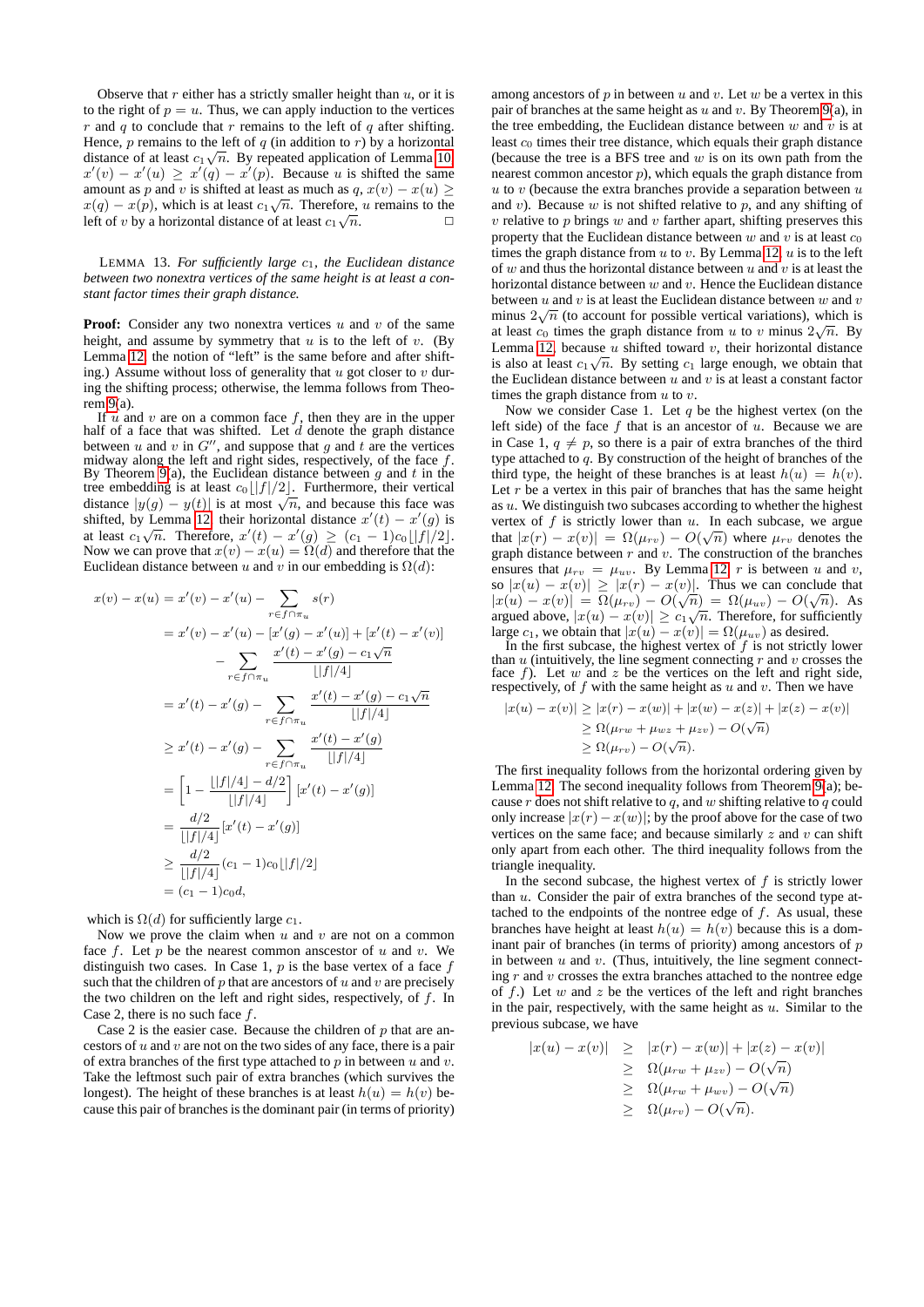Observe that $r$ either has a strictly smaller height than $u$, or it is to the right of $p = u$. Thus, we can apply induction to the vertices $r$ and $q$ to conclude that $r$ remains to the left of $q$ after shifting. Hence, $p$ remains to the left of $q$ (in addition to $r$) by a horizontal distance of at least $c_1\sqrt{n}$. By repeated application of Lemma 10, $x'(v) - x'(u) \geq x'(q) - x'(p)$. Because $u$ is shifted the same amount as $p$ and $v$ is shifted at least as much as $q$, $x(v) - x(u) \geq x(q) - x(p)$, which is at least $c_1\sqrt{n}$. Therefore, $u$ remains to the left of $v$ by a horizontal distance of at least $c_1\sqrt{n}$. □

LEMMA 13. *For sufficiently large $c_1$, the Euclidean distance between two nonextra vertices of the same height is at least a constant factor times their graph distance.*

**Proof:** Consider any two nonextra vertices $u$ and $v$ of the same height, and assume by symmetry that $u$ is to the left of $v$. (By Lemma 12, the notion of "left" is the same before and after shifting.) Assume without loss of generality that $u$ got closer to $v$ during the shifting process; otherwise, the lemma follows from Theorem 9(a).

If $u$ and $v$ are on a common face $f$, then they are in the upper half of a face that was shifted. Let $d$ denote the graph distance between $u$ and $v$ in $G''$, and suppose that $g$ and $t$ are the vertices midway along the left and right sides, respectively, of the face $f$. By Theorem 9(a), the Euclidean distance between $g$ and $t$ in the tree embedding is at least $c_0\lfloor|f|/2\rfloor$. Furthermore, their vertical distance $|y(g) - y(t)|$ is at most $\sqrt{n}$, and because this face was shifted, by Lemma 12, their horizontal distance $x'(t) - x'(g)$ is at least $c_1\sqrt{n}$. Therefore, $x'(t) - x'(g) \geq (c_1 - 1)c_0\lfloor|f|/2\rfloor$. Now we can prove that $x(v) - x(u) = \Omega(d)$ and therefore that the Euclidean distance between $u$ and $v$ in our embedding is $\Omega(d)$:

$$
\begin{aligned}
x(v) - x(u) &= x'(v) - x'(u) - \sum_{r \in f \cap \pi_u} s(r) \\
&= x'(v) - x'(u) - [x'(g) - x'(u)] + [x'(t) - x'(v)] \\
&\quad - \sum_{r \in f \cap \pi_u} \frac{x'(t) - x'(g) - c_1\sqrt{n}}{\lfloor|f|/4\rfloor} \\
&= x'(t) - x'(g) - \sum_{r \in f \cap \pi_u} \frac{x'(t) - x'(g) - c_1\sqrt{n}}{\lfloor|f|/4\rfloor} \\
&\geq x'(t) - x'(g) - \sum_{r \in f \cap \pi_u} \frac{x'(t) - x'(g)}{\lfloor|f|/4\rfloor} \\
&= \left[1 - \frac{\lfloor|f|/4\rfloor - d/2}{\lfloor|f|/4\rfloor}\right][x'(t) - x'(g)] \\
&= \frac{d/2}{\lfloor|f|/4\rfloor}[x'(t) - x'(g)] \\
&\geq \frac{d/2}{\lfloor|f|/4\rfloor}(c_1 - 1)c_0\lfloor|f|/2\rfloor \\
&= (c_1 - 1)c_0 d,
\end{aligned}
$$

which is $\Omega(d)$ for sufficiently large $c_1$.

Now we prove the claim when $u$ and $v$ are not on a common face $f$. Let $p$ be the nearest common anscestor of $u$ and $v$. We distinguish two cases. In Case 1, $p$ is the base vertex of a face $f$ such that the children of $p$ that are ancestors of $u$ and $v$ are precisely the two children on the left and right sides, respectively, of $f$. In Case 2, there is no such face $f$.

Case 2 is the easier case. Because the children of $p$ that are ancestors of $u$ and $v$ are not on the two sides of any face, there is a pair of extra branches of the first type attached to $p$ in between $u$ and $v$. Take the leftmost such pair of extra branches (which survives the longest). The height of these branches is at least $h(u) = h(v)$ because this pair of branches is the dominant pair (in terms of priority) among ancestors of $p$ in between $u$ and $v$. Let $w$ be a vertex in this pair of branches at the same height as $u$ and $v$. By Theorem 9(a), in the tree embedding, the Euclidean distance between $w$ and $v$ is at least $c_0$ times their tree distance, which equals their graph distance (because the tree is a BFS tree and $w$ is on its own path from the nearest common ancestor $p$), which equals the graph distance from $u$ to $v$ (because the extra branches provide a separation between $u$ and $v$). Because $w$ is not shifted relative to $p$, and any shifting of $v$ relative to $p$ brings $w$ and $v$ farther apart, shifting preserves this property that the Euclidean distance between $w$ and $v$ is at least $c_0$ times the graph distance from $u$ to $v$. By Lemma 12, $u$ is to the left of $w$ and thus the horizontal distance between $u$ and $v$ is at least the horizontal distance between $w$ and $v$. Hence the Euclidean distance between $u$ and $v$ is at least the Euclidean distance between $w$ and $v$ minus $2\sqrt{n}$ (to account for possible vertical variations), which is at least $c_0$ times the graph distance from $u$ to $v$ minus $2\sqrt{n}$. By Lemma 12, because $u$ shifted toward $v$, their horizontal distance is also at least $c_1\sqrt{n}$. By setting $c_1$ large enough, we obtain that the Euclidean distance between $u$ and $v$ is at least a constant factor times the graph distance from $u$ to $v$.

Now we consider Case 1. Let $q$ be the highest vertex (on the left side) of the face $f$ that is an ancestor of $u$. Because we are in Case 1, $q \neq p$, so there is a pair of extra branches of the third type attached to $q$. By construction of the height of branches of the third type, the height of these branches is at least $h(u) = h(v)$. Let $r$ be a vertex in this pair of branches that has the same height as $u$. We distinguish two subcases according to whether the highest vertex of $f$ is strictly lower than $u$. In each subcase, we argue that $|x(r) - x(v)| = \Omega(\mu_{rv}) - O(\sqrt{n})$ where $\mu_{rv}$ denotes the graph distance between $r$ and $v$. The construction of the branches ensures that $\mu_{rv} = \mu_{uv}$. By Lemma 12, $r$ is between $u$ and $v$, so $|x(u) - x(v)| \geq |x(r) - x(v)|$. Thus we can conclude that $|x(u) - x(v)| = \Omega(\mu_{rv}) - O(\sqrt{n}) = \Omega(\mu_{uv}) - O(\sqrt{n})$. As argued above, $|x(u) - x(v)| \geq c_1\sqrt{n}$. Therefore, for sufficiently large $c_1$, we obtain that $|x(u) - x(v)| = \Omega(\mu_{uv})$ as desired.

In the first subcase, the highest vertex of $f$ is not strictly lower than $u$ (intuitively, the line segment connecting $r$ and $v$ crosses the face $f$). Let $w$ and $z$ be the vertices on the left and right side, respectively, of $f$ with the same height as $u$ and $v$. Then we have

$$
\begin{aligned}
|x(u) - x(v)| &\geq |x(r) - x(w)| + |x(w) - x(z)| + |x(z) - x(v)| \\
&\geq \Omega(\mu_{rw} + \mu_{wz} + \mu_{zv}) - O(\sqrt{n}) \\
&\geq \Omega(\mu_{rv}) - O(\sqrt{n}).
\end{aligned}
$$

The first inequality follows from the horizontal ordering given by Lemma 12. The second inequality follows from Theorem 9(a); because $r$ does not shift relative to $q$, and $w$ shifting relative to $q$ could only increase $|x(r) - x(w)|$; by the proof above for the case of two vertices on the same face; and because similarly $z$ and $v$ can shift only apart from each other. The third inequality follows from the triangle inequality.

In the second subcase, the highest vertex of $f$ is strictly lower than $u$. Consider the pair of extra branches of the second type attached to the endpoints of the nontree edge of $f$. As usual, these branches have height at least $h(u) = h(v)$ because this is a dominant pair of branches (in terms of priority) among ancestors of $p$ in between $u$ and $v$. (Thus, intuitively, the line segment connecting $r$ and $v$ crosses the extra branches attached to the nontree edge of $f$.) Let $w$ and $z$ be the vertices of the left and right branches in the pair, respectively, with the same height as $u$. Similar to the previous subcase, we have

$$
\begin{aligned}
|x(u) - x(v)| &\geq |x(r) - x(w)| + |x(z) - x(v)| \\
&\geq \Omega(\mu_{rw} + \mu_{zv}) - O(\sqrt{n}) \\
&\geq \Omega(\mu_{rw} + \mu_{wv}) - O(\sqrt{n}) \\
&\geq \Omega(\mu_{rv}) - O(\sqrt{n}).
\end{aligned}
$$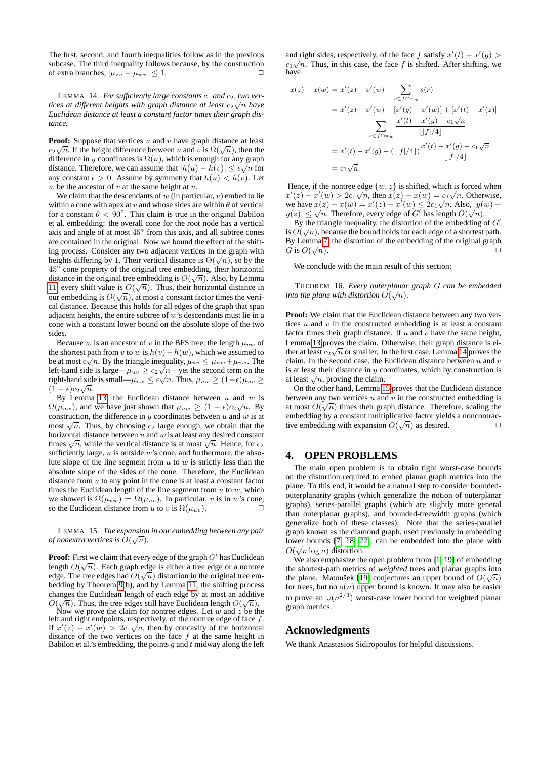The first, second, and fourth inequalities follow as in the previous subcase. The third inequality follows because, by the construction of extra branches, $|\mu_{zv} - \mu_{wv}| \leq 1$. □

LEMMA 14. *For sufficiently large constants $c_1$ and $c_2$, two vertices at different heights with graph distance at least $c_2\sqrt{n}$ have Euclidean distance at least a constant factor times their graph distance.*

**Proof:** Suppose that vertices $u$ and $v$ have graph distance at least $c_2\sqrt{n}$. If the height difference between $u$ and $v$ is $\Omega(\sqrt{n})$, then the difference in $y$ coordinates is $\Omega(n)$, which is enough for any graph distance. Therefore, we can assume that $|h(u) - h(v)| \leq \epsilon\sqrt{n}$ for any constant $\epsilon > 0$. Assume by symmetry that $h(u) < h(v)$. Let $w$ be the ancestor of $v$ at the same height at $u$.

We claim that the descendants of $w$ (in particular, $v$) embed to lie within a cone with apex at $v$ and whose sides are within $\theta$ of vertical for a constant $\theta < 90°$. This claim is true in the original Babilon et al. embedding: the overall cone for the root node has a vertical axis and angle of at most $45°$ from this axis, and all subtree cones are contained in the original. Now we bound the effect of the shifting process. Consider any two adjacent vertices in the graph with heights differing by 1. Their vertical distance is $\Theta(\sqrt{n})$, so by the $45°$ cone property of the original tree embedding, their horizontal distance in the original tree embedding is $O(\sqrt{n})$. Also, by Lemma 11, every shift value is $O(\sqrt{n})$. Thus, their horizontal distance in our embedding is $O(\sqrt{n})$, at most a constant factor times the vertical distance. Because this holds for all edges of the graph that span adjacent heights, the entire subtree of $w$'s descendants must lie in a cone with a constant lower bound on the absolute slope of the two sides.

Because $w$ is an ancestor of $v$ in the BFS tree, the length $\mu_{vw}$ of the shortest path from $v$ to $w$ is $h(v) - h(w)$, which we assumed to be at most $\epsilon\sqrt{n}$. By the triangle inequality, $\mu_{uv} \leq \mu_{uw} + \mu_{vw}$. The left-hand side is large—$\mu_{uv} \geq c_2\sqrt{n}$—yet the second term on the right-hand side is small—$\mu_{vw} \leq \epsilon\sqrt{n}$. Thus, $\mu_{uw} \geq (1-\epsilon)\mu_{uv} \geq (1-\epsilon)c_2\sqrt{n}$.

By Lemma 13, the Euclidean distance between $u$ and $w$ is $\Omega(\mu_{uw})$, and we have just shown that $\mu_{uw} \geq (1-\epsilon)c_2\sqrt{n}$. By construction, the difference in $y$ coordinates between $u$ and $w$ is at most $\sqrt{n}$. Thus, by choosing $c_2$ large enough, we obtain that the horizontal distance between $u$ and $w$ is at least any desired constant times $\sqrt{n}$, while the vertical distance is at most $\sqrt{n}$. Hence, for $c_2$ sufficiently large, $u$ is outside $w$'s cone, and furthermore, the absolute slope of the line segment from $u$ to $w$ is strictly less than the absolute slope of the sides of the cone. Therefore, the Euclidean distance from $u$ to any point in the cone is at least a constant factor times the Euclidean length of the line segment from $u$ to $w$, which we showed is $\Omega(\mu_{uw}) = \Omega(\mu_{uv})$. In particular, $v$ is in $w$'s cone, so the Euclidean distance from $u$ to $v$ is $\Omega(\mu_{uv})$. □

LEMMA 15. *The expansion in our embedding between any pair of nonextra vertices is $O(\sqrt{n})$.*

**Proof:** First we claim that every edge of the graph $G'$ has Euclidean length $O(\sqrt{n})$. Each graph edge is either a tree edge or a nontree edge. The tree edges had $O(\sqrt{n})$ distortion in the original tree embedding by Theorem 9(b), and by Lemma 11, the shifting process changes the Euclidean length of each edge by at most an additive $O(\sqrt{n})$. Thus, the tree edges still have Euclidean length $O(\sqrt{n})$.

Now we prove the claim for nontree edges. Let $w$ and $z$ be the left and right endpoints, respectively, of the nontree edge of face $f$. If $x'(z) - x'(w) > 2c_1\sqrt{n}$, then by concavity of the horizontal distance of the two vertices on the face $f$ at the same height in Babilon et al.'s embedding, the points $g$ and $t$ midway along the left and right sides, respectively, of the face $f$ satisfy $x'(t) - x'(g) > c_1\sqrt{n}$. Thus, in this case, the face $f$ is shifted. After shifting, we have

$$
\begin{aligned}
x(z) - x(w) &= x'(z) - x'(w) - \sum_{r \in f \cap \pi_w} s(r) \\
&= x'(z) - x'(w) - [x'(g) - x'(w)] + [x'(t) - x'(z)] \\
&\quad - \sum_{r \in f \cap \pi_w} \frac{x'(t) - x'(g) - c_1\sqrt{n}}{\lfloor |f|/4 \rfloor} \\
&= x'(t) - x'(g) - (\lfloor |f|/4 \rfloor) \frac{x'(t) - x'(g) - c_1\sqrt{n}}{\lfloor |f|/4 \rfloor} \\
&= c_1\sqrt{n}.
\end{aligned}
$$

Hence, if the nontree edge $\{w, z\}$ is shifted, which is forced when $x'(z) - x'(w) > 2c_1\sqrt{n}$, then $x(z) - x(w) = c_1\sqrt{n}$. Otherwise, we have $x(z) - x(w) = x'(z) - x'(w) \leq 2c_1\sqrt{n}$. Also, $|y(w) - y(z)| \leq \sqrt{n}$. Therefore, every edge of $G'$ has length $O(\sqrt{n})$.

By the triangle inequality, the distortion of the embedding of $G'$ is $O(\sqrt{n})$, because the bound holds for each edge of a shortest path. By Lemma 7, the distortion of the embedding of the original graph $G$ is $O(\sqrt{n})$. □

We conclude with the main result of this section:

THEOREM 16. *Every outerplanar graph $G$ can be embedded into the plane with distortion $O(\sqrt{n})$.*

**Proof:** We claim that the Euclidean distance between any two vertices $u$ and $v$ in the constructed embedding is at least a constant factor times their graph distance. If $u$ and $v$ have the same height, Lemma 13 proves the claim. Otherwise, their graph distance is either at least $c_2\sqrt{n}$ or smaller. In the first case, Lemma 14 proves the claim. In the second case, the Euclidean distance between $u$ and $v$ is at least their difference in $y$ coordinates, which by construction is at least $\sqrt{n}$, proving the claim.

On the other hand, Lemma 15 proves that the Euclidean distance between any two vertices $u$ and $v$ in the constructed embedding is at most $O(\sqrt{n})$ times their graph distance. Therefore, scaling the embedding by a constant multiplicative factor yields a noncontractive embedding with expansion $O(\sqrt{n})$ as desired. □

## 4. OPEN PROBLEMS

The main open problem is to obtain tight worst-case bounds on the distortion required to embed planar graph metrics into the plane. To this end, it would be a natural step to consider bounded-outerplanarity graphs (which generalize the notion of outerplanar graphs), series-parallel graphs (which are slightly more general than outerplanar graphs), and bounded-treewidth graphs (which generalize both of these classes). Note that the series-parallel graph known as the diamond graph, used previously in embedding lower bounds [7, 18, 22], can be embedded into the plane with $O(\sqrt{n}\log n)$ distortion.

We also emphasize the open problem from [1, 19] of embedding the shortest-path metrics of *weighted* trees and planar graphs into the plane. Matoušek [19] conjectures an upper bound of $O(\sqrt{n})$ for trees, but no $o(n)$ upper bound is known. It may also be easier to prove an $\omega(n^{2/3})$ worst-case lower bound for weighted planar graph metrics.

## Acknowledgments

We thank Anastasios Sidiropoulos for helpful discussions.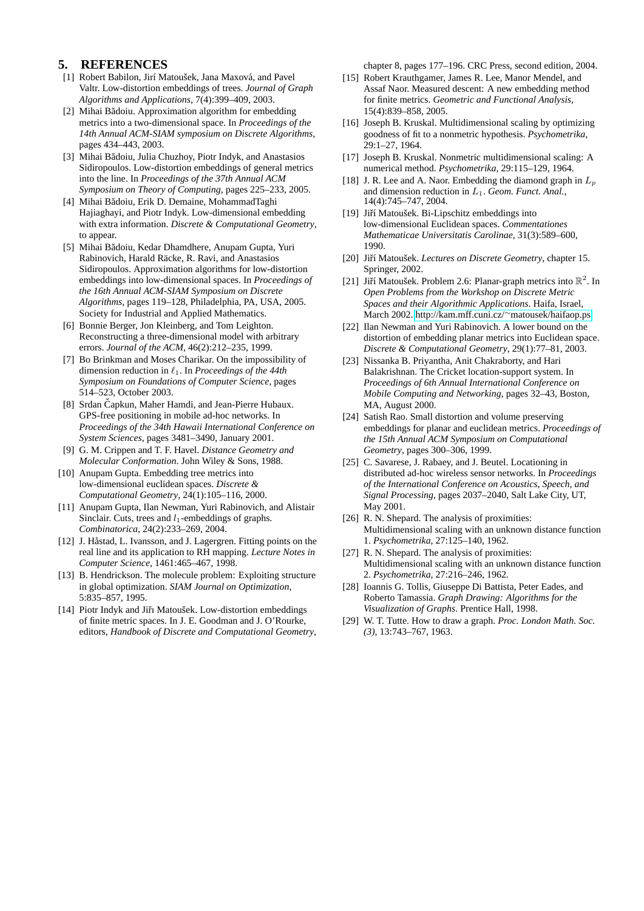## 5. REFERENCES

[1] Robert Babilon, Jirí Matoušek, Jana Maxová, and Pavel Valtr. Low-distortion embeddings of trees. *Journal of Graph Algorithms and Applications*, 7(4):399–409, 2003.

[2] Mihai Bădoiu. Approximation algorithm for embedding metrics into a two-dimensional space. In *Proceedings of the 14th Annual ACM-SIAM symposium on Discrete Algorithms*, pages 434–443, 2003.

[3] Mihai Bădoiu, Julia Chuzhoy, Piotr Indyk, and Anastasios Sidiropoulos. Low-distortion embeddings of general metrics into the line. In *Proceedings of the 37th Annual ACM Symposium on Theory of Computing*, pages 225–233, 2005.

[4] Mihai Bădoiu, Erik D. Demaine, MohammadTaghi Hajiaghayi, and Piotr Indyk. Low-dimensional embedding with extra information. *Discrete & Computational Geometry*, to appear.

[5] Mihai Bădoiu, Kedar Dhamdhere, Anupam Gupta, Yuri Rabinovich, Harald Räcke, R. Ravi, and Anastasios Sidiropoulos. Approximation algorithms for low-distortion embeddings into low-dimensional spaces. In *Proceedings of the 16th Annual ACM-SIAM Symposium on Discrete Algorithms*, pages 119–128, Philadelphia, PA, USA, 2005. Society for Industrial and Applied Mathematics.

[6] Bonnie Berger, Jon Kleinberg, and Tom Leighton. Reconstructing a three-dimensional model with arbitrary errors. *Journal of the ACM*, 46(2):212–235, 1999.

[7] Bo Brinkman and Moses Charikar. On the impossibility of dimension reduction in $\ell_1$. In *Proceedings of the 44th Symposium on Foundations of Computer Science*, pages 514–523, October 2003.

[8] Srdan Čapkun, Maher Hamdi, and Jean-Pierre Hubaux. GPS-free positioning in mobile ad-hoc networks. In *Proceedings of the 34th Hawaii International Conference on System Sciences*, pages 3481–3490, January 2001.

[9] G. M. Crippen and T. F. Havel. *Distance Geometry and Molecular Conformation*. John Wiley & Sons, 1988.

[10] Anupam Gupta. Embedding tree metrics into low-dimensional euclidean spaces. *Discrete & Computational Geometry*, 24(1):105–116, 2000.

[11] Anupam Gupta, Ilan Newman, Yuri Rabinovich, and Alistair Sinclair. Cuts, trees and $l_1$-embeddings of graphs. *Combinatorica*, 24(2):233–269, 2004.

[12] J. Håstad, L. Ivansson, and J. Lagergren. Fitting points on the real line and its application to RH mapping. *Lecture Notes in Computer Science*, 1461:465–467, 1998.

[13] B. Hendrickson. The molecule problem: Exploiting structure in global optimization. *SIAM Journal on Optimization*, 5:835–857, 1995.

[14] Piotr Indyk and Jiři Matoušek. Low-distortion embeddings of finite metric spaces. In J. E. Goodman and J. O'Rourke, editors, *Handbook of Discrete and Computational Geometry*, chapter 8, pages 177–196. CRC Press, second edition, 2004.

[15] Robert Krauthgamer, James R. Lee, Manor Mendel, and Assaf Naor. Measured descent: A new embedding method for finite metrics. *Geometric and Functional Analysis*, 15(4):839–858, 2005.

[16] Joseph B. Kruskal. Multidimensional scaling by optimizing goodness of fit to a nonmetric hypothesis. *Psychometrika*, 29:1–27, 1964.

[17] Joseph B. Kruskal. Nonmetric multidimensional scaling: A numerical method. *Psychometrika*, 29:115–129, 1964.

[18] J. R. Lee and A. Naor. Embedding the diamond graph in $L_p$ and dimension reduction in $L_1$. *Geom. Funct. Anal.*, 14(4):745–747, 2004.

[19] Jiří Matoušek. Bi-Lipschitz embeddings into low-dimensional Euclidean spaces. *Commentationes Mathematicae Universitatis Carolinae*, 31(3):589–600, 1990.

[20] Jiří Matoušek. *Lectures on Discrete Geometry*, chapter 15. Springer, 2002.

[21] Jiří Matoušek. Problem 2.6: Planar-graph metrics into $\mathbb{R}^2$. In *Open Problems from the Workshop on Discrete Metric Spaces and their Algorithmic Applications*. Haifa, Israel, March 2002. http://kam.mff.cuni.cz/~matousek/haifaop.ps

[22] Ilan Newman and Yuri Rabinovich. A lower bound on the distortion of embedding planar metrics into Euclidean space. *Discrete & Computational Geometry*, 29(1):77–81, 2003.

[23] Nissanka B. Priyantha, Anit Chakraborty, and Hari Balakrishnan. The Cricket location-support system. In *Proceedings of 6th Annual International Conference on Mobile Computing and Networking*, pages 32–43, Boston, MA, August 2000.

[24] Satish Rao. Small distortion and volume preserving embeddings for planar and euclidean metrics. *Proceedings of the 15th Annual ACM Symposium on Computational Geometry*, pages 300–306, 1999.

[25] C. Savarese, J. Rabaey, and J. Beutel. Locationing in distributed ad-hoc wireless sensor networks. In *Proceedings of the International Conference on Acoustics, Speech, and Signal Processing*, pages 2037–2040, Salt Lake City, UT, May 2001.

[26] R. N. Shepard. The analysis of proximities: Multidimensional scaling with an unknown distance function 1. *Psychometrika*, 27:125–140, 1962.

[27] R. N. Shepard. The analysis of proximities: Multidimensional scaling with an unknown distance function 2. *Psychometrika*, 27:216–246, 1962.

[28] Ioannis G. Tollis, Giuseppe Di Battista, Peter Eades, and Roberto Tamassia. *Graph Drawing: Algorithms for the Visualization of Graphs*. Prentice Hall, 1998.

[29] W. T. Tutte. How to draw a graph. *Proc. London Math. Soc. (3)*, 13:743–767, 1963.